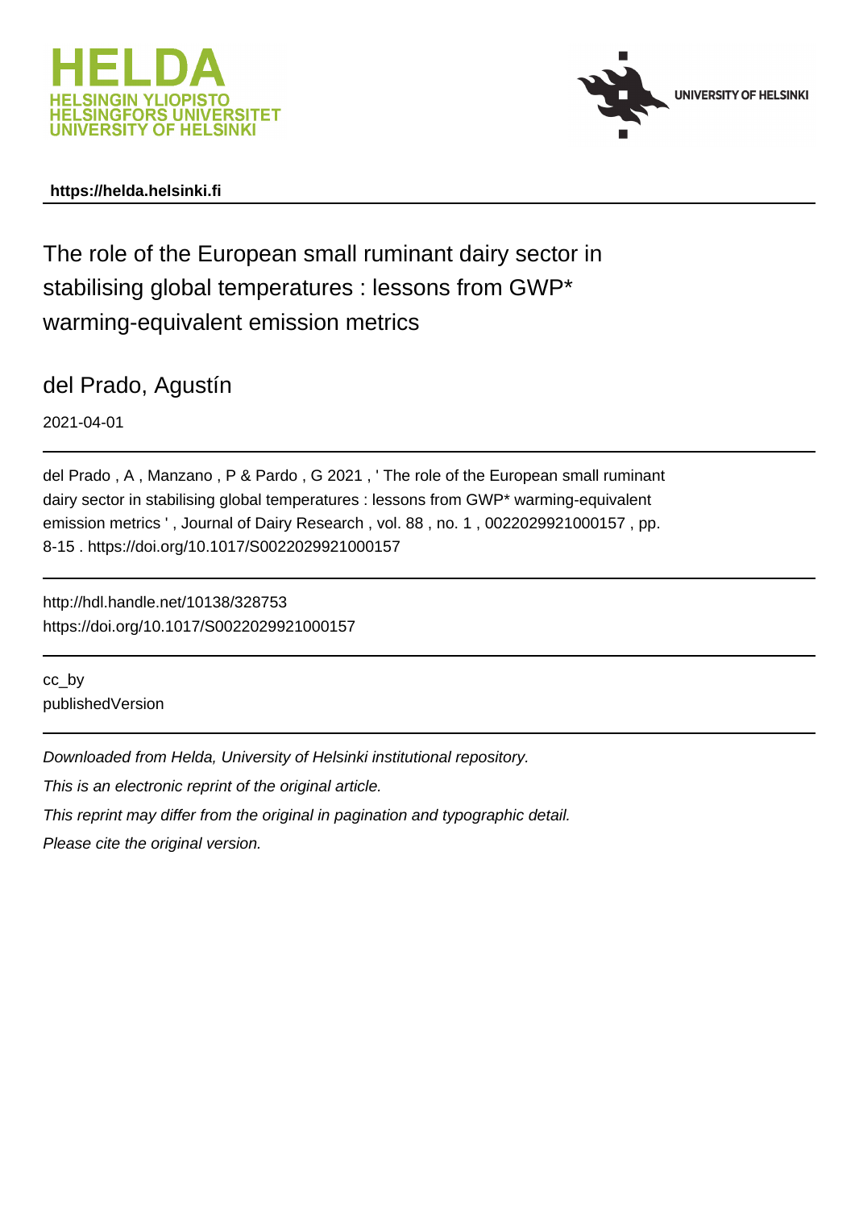HELDA
HELSINGIN YLIOPISTO
HELSINGFORS UNIVERSITET
UNIVERSITY OF HELSINKI

UNIVERSITY OF HELSINKI

**https://helda.helsinki.fi**

# The role of the European small ruminant dairy sector in stabilising global temperatures : lessons from GWP* warming-equivalent emission metrics

del Prado, Agustín

2021-04-01

del Prado , A , Manzano , P & Pardo , G 2021 , ' The role of the European small ruminant dairy sector in stabilising global temperatures : lessons from GWP* warming-equivalent emission metrics ' , Journal of Dairy Research , vol. 88 , no. 1 , 0022029921000157 , pp. 8-15 . https://doi.org/10.1017/S0022029921000157

http://hdl.handle.net/10138/328753
https://doi.org/10.1017/S0022029921000157

cc_by
publishedVersion

*Downloaded from Helda, University of Helsinki institutional repository.*

*This is an electronic reprint of the original article.*

*This reprint may differ from the original in pagination and typographic detail.*

*Please cite the original version.*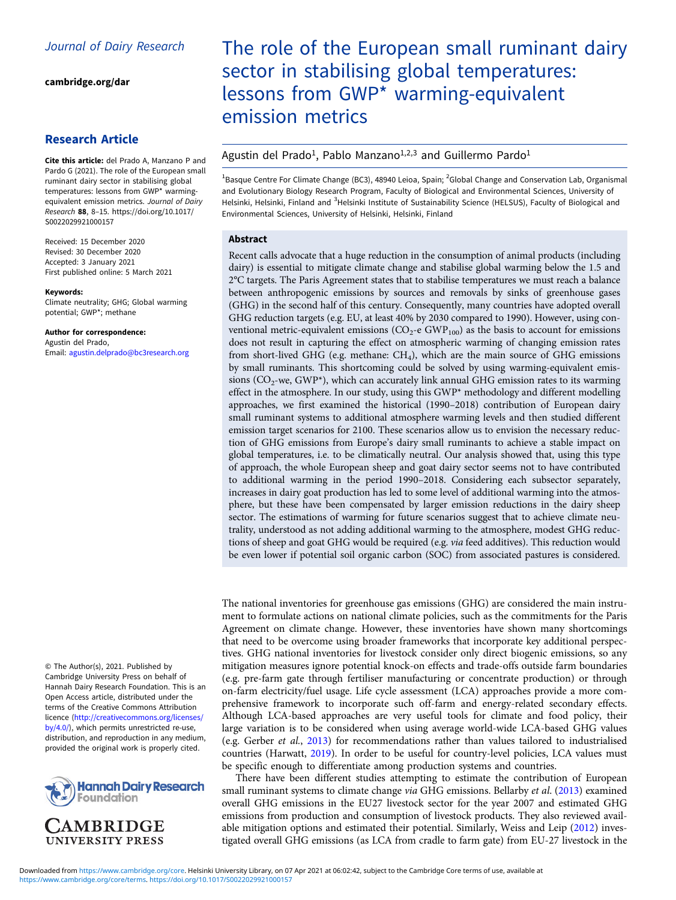Journal of Dairy Research

**cambridge.org/dar**

## Research Article

**Cite this article:** del Prado A, Manzano P and Pardo G (2021). The role of the European small ruminant dairy sector in stabilising global temperatures: lessons from GWP* warming-equivalent emission metrics. *Journal of Dairy Research* **88**, 8–15. https://doi.org/10.1017/S0022029921000157

Received: 15 December 2020
Revised: 30 December 2020
Accepted: 3 January 2021
First published online: 5 March 2021

**Keywords:**
Climate neutrality; GHG; Global warming potential; GWP*; methane

**Author for correspondence:**
Agustin del Prado,
Email: agustin.delprado@bc3research.org

© The Author(s), 2021. Published by Cambridge University Press on behalf of Hannah Dairy Research Foundation. This is an Open Access article, distributed under the terms of the Creative Commons Attribution licence (http://creativecommons.org/licenses/by/4.0/), which permits unrestricted re-use, distribution, and reproduction in any medium, provided the original work is properly cited.

# The role of the European small ruminant dairy sector in stabilising global temperatures: lessons from GWP* warming-equivalent emission metrics

Agustin del Prado[1], Pablo Manzano[1,2,3] and Guillermo Pardo[1]

[1]Basque Centre For Climate Change (BC3), 48940 Leioa, Spain; [2]Global Change and Conservation Lab, Organismal and Evolutionary Biology Research Program, Faculty of Biological and Environmental Sciences, University of Helsinki, Helsinki, Finland and [3]Helsinki Institute of Sustainability Science (HELSUS), Faculty of Biological and Environmental Sciences, University of Helsinki, Helsinki, Finland

### Abstract

Recent calls advocate that a huge reduction in the consumption of animal products (including dairy) is essential to mitigate climate change and stabilise global warming below the 1.5 and 2°C targets. The Paris Agreement states that to stabilise temperatures we must reach a balance between anthropogenic emissions by sources and removals by sinks of greenhouse gases (GHG) in the second half of this century. Consequently, many countries have adopted overall GHG reduction targets (e.g. EU, at least 40% by 2030 compared to 1990). However, using conventional metric-equivalent emissions ($CO_2$-e $GWP_{100}$) as the basis to account for emissions does not result in capturing the effect on atmospheric warming of changing emission rates from short-lived GHG (e.g. methane: $CH_4$), which are the main source of GHG emissions by small ruminants. This shortcoming could be solved by using warming-equivalent emissions ($CO_2$-we, GWP*), which can accurately link annual GHG emission rates to its warming effect in the atmosphere. In our study, using this GWP* methodology and different modelling approaches, we first examined the historical (1990–2018) contribution of European dairy small ruminant systems to additional atmosphere warming levels and then studied different emission target scenarios for 2100. These scenarios allow us to envision the necessary reduction of GHG emissions from Europe's dairy small ruminants to achieve a stable impact on global temperatures, i.e. to be climatically neutral. Our analysis showed that, using this type of approach, the whole European sheep and goat dairy sector seems not to have contributed to additional warming in the period 1990–2018. Considering each subsector separately, increases in dairy goat production has led to some level of additional warming into the atmosphere, but these have been compensated by larger emission reductions in the dairy sheep sector. The estimations of warming for future scenarios suggest that to achieve climate neutrality, understood as not adding additional warming to the atmosphere, modest GHG reductions of sheep and goat GHG would be required (e.g. *via* feed additives). This reduction would be even lower if potential soil organic carbon (SOC) from associated pastures is considered.

The national inventories for greenhouse gas emissions (GHG) are considered the main instrument to formulate actions on national climate policies, such as the commitments for the Paris Agreement on climate change. However, these inventories have shown many shortcomings that need to be overcome using broader frameworks that incorporate key additional perspectives. GHG national inventories for livestock consider only direct biogenic emissions, so any mitigation measures ignore potential knock-on effects and trade-offs outside farm boundaries (e.g. pre-farm gate through fertiliser manufacturing or concentrate production) or through on-farm electricity/fuel usage. Life cycle assessment (LCA) approaches provide a more comprehensive framework to incorporate such off-farm and energy-related secondary effects. Although LCA-based approaches are very useful tools for climate and food policy, their large variation is to be considered when using average world-wide LCA-based GHG values (e.g. Gerber *et al.*, 2013) for recommendations rather than values tailored to industrialised countries (Harwatt, 2019). In order to be useful for country-level policies, LCA values must be specific enough to differentiate among production systems and countries.

There have been different studies attempting to estimate the contribution of European small ruminant systems to climate change *via* GHG emissions. Bellarby *et al.* (2013) examined overall GHG emissions in the EU27 livestock sector for the year 2007 and estimated GHG emissions from production and consumption of livestock products. They also reviewed available mitigation options and estimated their potential. Similarly, Weiss and Leip (2012) investigated overall GHG emissions (as LCA from cradle to farm gate) from EU-27 livestock in the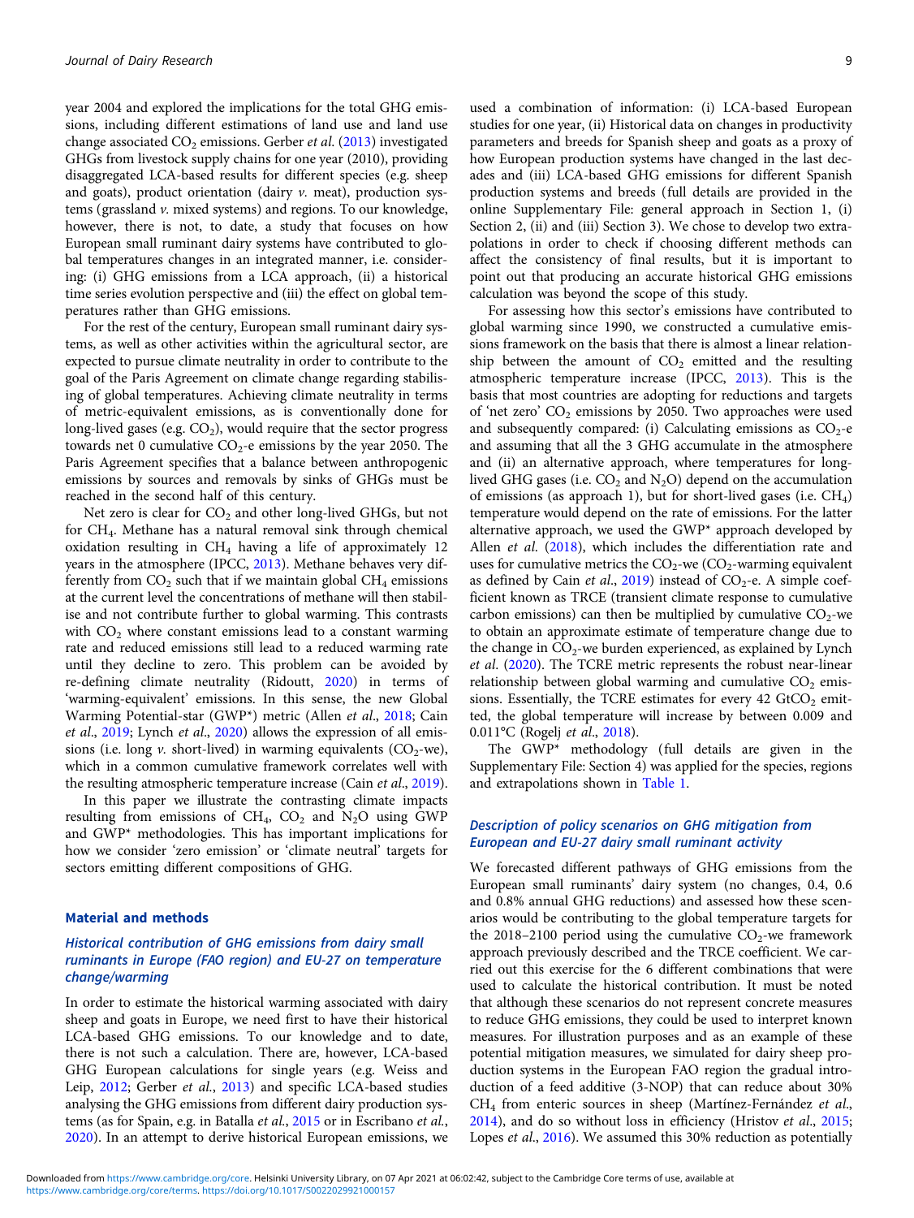year 2004 and explored the implications for the total GHG emissions, including different estimations of land use and land use change associated $CO_2$ emissions. Gerber *et al.* (2013) investigated GHGs from livestock supply chains for one year (2010), providing disaggregated LCA-based results for different species (e.g. sheep and goats), product orientation (dairy *v.* meat), production systems (grassland *v.* mixed systems) and regions. To our knowledge, however, there is not, to date, a study that focuses on how European small ruminant dairy systems have contributed to global temperatures changes in an integrated manner, i.e. considering: (i) GHG emissions from a LCA approach, (ii) a historical time series evolution perspective and (iii) the effect on global temperatures rather than GHG emissions.

For the rest of the century, European small ruminant dairy systems, as well as other activities within the agricultural sector, are expected to pursue climate neutrality in order to contribute to the goal of the Paris Agreement on climate change regarding stabilising of global temperatures. Achieving climate neutrality in terms of metric-equivalent emissions, as is conventionally done for long-lived gases (e.g. $CO_2$), would require that the sector progress towards net 0 cumulative $CO_2$-e emissions by the year 2050. The Paris Agreement specifies that a balance between anthropogenic emissions by sources and removals by sinks of GHGs must be reached in the second half of this century.

Net zero is clear for $CO_2$ and other long-lived GHGs, but not for $CH_4$. Methane has a natural removal sink through chemical oxidation resulting in $CH_4$ having a life of approximately 12 years in the atmosphere (IPCC, 2013). Methane behaves very differently from $CO_2$ such that if we maintain global $CH_4$ emissions at the current level the concentrations of methane will then stabilise and not contribute further to global warming. This contrasts with $CO_2$ where constant emissions lead to a constant warming rate and reduced emissions still lead to a reduced warming rate until they decline to zero. This problem can be avoided by re-defining climate neutrality (Ridoutt, 2020) in terms of 'warming-equivalent' emissions. In this sense, the new Global Warming Potential-star (GWP*) metric (Allen *et al.*, 2018; Cain *et al.*, 2019; Lynch *et al.*, 2020) allows the expression of all emissions (i.e. long *v.* short-lived) in warming equivalents ($CO_2$-we), which in a common cumulative framework correlates well with the resulting atmospheric temperature increase (Cain *et al.*, 2019).

In this paper we illustrate the contrasting climate impacts resulting from emissions of $CH_4$, $CO_2$ and $N_2O$ using GWP and GWP* methodologies. This has important implications for how we consider 'zero emission' or 'climate neutral' targets for sectors emitting different compositions of GHG.

## Material and methods

### Historical contribution of GHG emissions from dairy small ruminants in Europe (FAO region) and EU-27 on temperature change/warming

In order to estimate the historical warming associated with dairy sheep and goats in Europe, we need first to have their historical LCA-based GHG emissions. To our knowledge and to date, there is not such a calculation. There are, however, LCA-based GHG European calculations for single years (e.g. Weiss and Leip, 2012; Gerber *et al.*, 2013) and specific LCA-based studies analysing the GHG emissions from different dairy production systems (as for Spain, e.g. in Batalla *et al.*, 2015 or in Escribano *et al.*, 2020). In an attempt to derive historical European emissions, we used a combination of information: (i) LCA-based European studies for one year, (ii) Historical data on changes in productivity parameters and breeds for Spanish sheep and goats as a proxy of how European production systems have changed in the last decades and (iii) LCA-based GHG emissions for different Spanish production systems and breeds (full details are provided in the online Supplementary File: general approach in Section 1, (i) Section 2, (ii) and (iii) Section 3). We chose to develop two extrapolations in order to check if choosing different methods can affect the consistency of final results, but it is important to point out that producing an accurate historical GHG emissions calculation was beyond the scope of this study.

For assessing how this sector's emissions have contributed to global warming since 1990, we constructed a cumulative emissions framework on the basis that there is almost a linear relationship between the amount of $CO_2$ emitted and the resulting atmospheric temperature increase (IPCC, 2013). This is the basis that most countries are adopting for reductions and targets of 'net zero' $CO_2$ emissions by 2050. Two approaches were used and subsequently compared: (i) Calculating emissions as $CO_2$-e and assuming that all the 3 GHG accumulate in the atmosphere and (ii) an alternative approach, where temperatures for long-lived GHG gases (i.e. $CO_2$ and $N_2O$) depend on the accumulation of emissions (as approach 1), but for short-lived gases (i.e. $CH_4$) temperature would depend on the rate of emissions. For the latter alternative approach, we used the GWP* approach developed by Allen *et al.* (2018), which includes the differentiation rate and uses for cumulative metrics the $CO_2$-we ($CO_2$-warming equivalent as defined by Cain *et al.*, 2019) instead of $CO_2$-e. A simple coefficient known as TRCE (transient climate response to cumulative carbon emissions) can then be multiplied by cumulative $CO_2$-we to obtain an approximate estimate of temperature change due to the change in $CO_2$-we burden experienced, as explained by Lynch *et al.* (2020). The TCRE metric represents the robust near-linear relationship between global warming and cumulative $CO_2$ emissions. Essentially, the TCRE estimates for every 42 $GtCO_2$ emitted, the global temperature will increase by between 0.009 and 0.011°C (Rogelj *et al.*, 2018).

The GWP* methodology (full details are given in the Supplementary File: Section 4) was applied for the species, regions and extrapolations shown in Table 1.

### Description of policy scenarios on GHG mitigation from European and EU-27 dairy small ruminant activity

We forecasted different pathways of GHG emissions from the European small ruminants' dairy system (no changes, 0.4, 0.6 and 0.8% annual GHG reductions) and assessed how these scenarios would be contributing to the global temperature targets for the 2018–2100 period using the cumulative $CO_2$-we framework approach previously described and the TRCE coefficient. We carried out this exercise for the 6 different combinations that were used to calculate the historical contribution. It must be noted that although these scenarios do not represent concrete measures to reduce GHG emissions, they could be used to interpret known measures. For illustration purposes and as an example of these potential mitigation measures, we simulated for dairy sheep production systems in the European FAO region the gradual introduction of a feed additive (3-NOP) that can reduce about 30% $CH_4$ from enteric sources in sheep (Martínez-Fernández *et al.*, 2014), and do so without loss in efficiency (Hristov *et al.*, 2015; Lopes *et al.*, 2016). We assumed this 30% reduction as potentially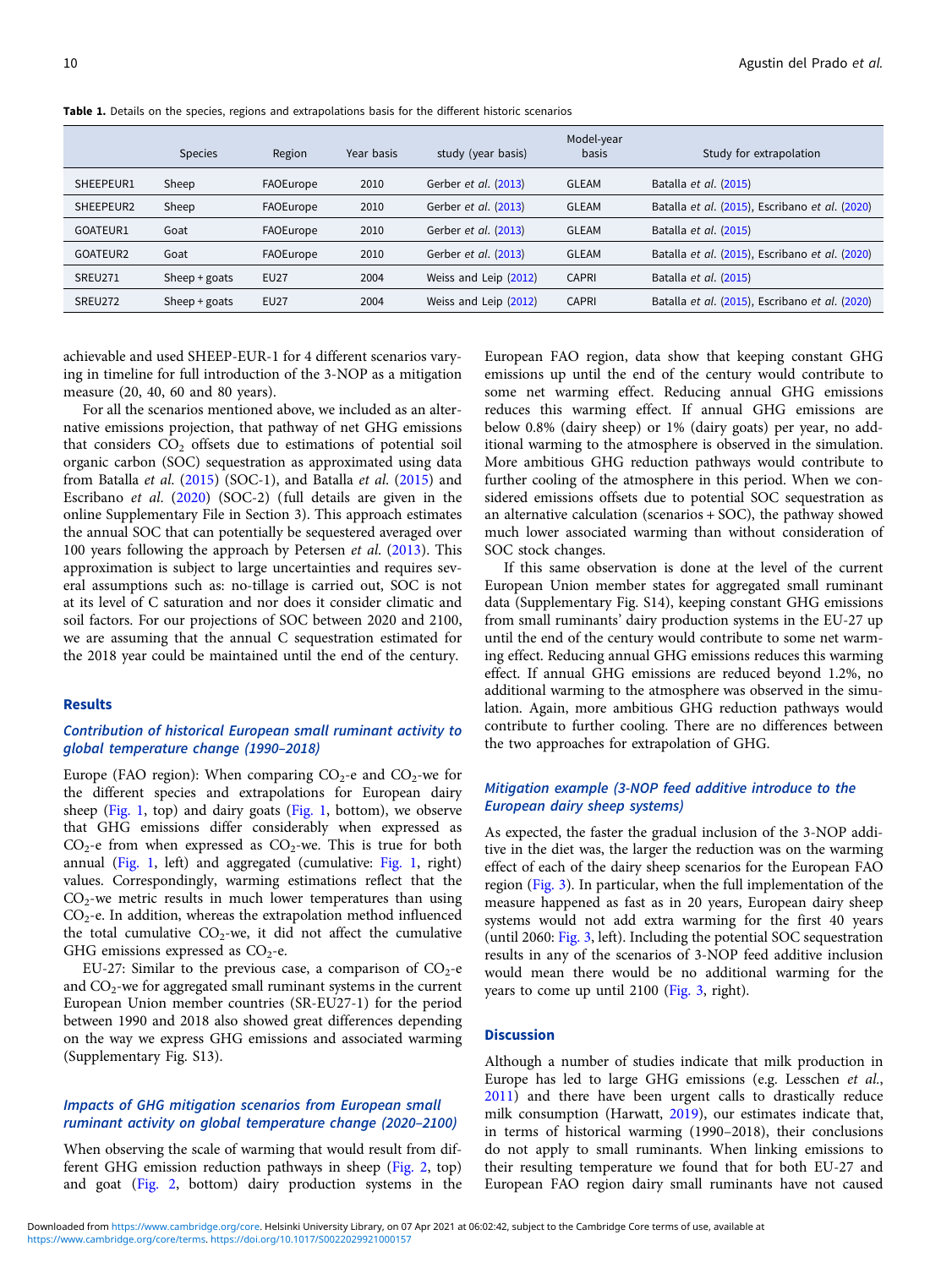**Table 1.** Details on the species, regions and extrapolations basis for the different historic scenarios

| | Species | Region | Year basis | study (year basis) | Model-year basis | Study for extrapolation |
|---|---|---|---|---|---|---|
| SHEEPEUR1 | Sheep | FAOEurope | 2010 | Gerber *et al.* (2013) | GLEAM | Batalla *et al.* (2015) |
| SHEEPEUR2 | Sheep | FAOEurope | 2010 | Gerber *et al.* (2013) | GLEAM | Batalla *et al.* (2015), Escribano *et al.* (2020) |
| GOATEUR1 | Goat | FAOEurope | 2010 | Gerber *et al.* (2013) | GLEAM | Batalla *et al.* (2015) |
| GOATEUR2 | Goat | FAOEurope | 2010 | Gerber *et al.* (2013) | GLEAM | Batalla *et al.* (2015), Escribano *et al.* (2020) |
| SREU271 | Sheep + goats | EU27 | 2004 | Weiss and Leip (2012) | CAPRI | Batalla *et al.* (2015) |
| SREU272 | Sheep + goats | EU27 | 2004 | Weiss and Leip (2012) | CAPRI | Batalla *et al.* (2015), Escribano *et al.* (2020) |

achievable and used SHEEP-EUR-1 for 4 different scenarios varying in timeline for full introduction of the 3-NOP as a mitigation measure (20, 40, 60 and 80 years).

For all the scenarios mentioned above, we included as an alternative emissions projection, that pathway of net GHG emissions that considers $CO_2$ offsets due to estimations of potential soil organic carbon (SOC) sequestration as approximated using data from Batalla *et al.* (2015) (SOC-1), and Batalla *et al.* (2015) and Escribano *et al.* (2020) (SOC-2) (full details are given in the online Supplementary File in Section 3). This approach estimates the annual SOC that can potentially be sequestered averaged over 100 years following the approach by Petersen *et al.* (2013). This approximation is subject to large uncertainties and requires several assumptions such as: no-tillage is carried out, SOC is not at its level of C saturation and nor does it consider climatic and soil factors. For our projections of SOC between 2020 and 2100, we are assuming that the annual C sequestration estimated for the 2018 year could be maintained until the end of the century.

## Results

### *Contribution of historical European small ruminant activity to global temperature change (1990–2018)*

Europe (FAO region): When comparing $CO_2$-e and $CO_2$-we for the different species and extrapolations for European dairy sheep (Fig. 1, top) and dairy goats (Fig. 1, bottom), we observe that GHG emissions differ considerably when expressed as $CO_2$-e from when expressed as $CO_2$-we. This is true for both annual (Fig. 1, left) and aggregated (cumulative: Fig. 1, right) values. Correspondingly, warming estimations reflect that the $CO_2$-we metric results in much lower temperatures than using $CO_2$-e. In addition, whereas the extrapolation method influenced the total cumulative $CO_2$-we, it did not affect the cumulative GHG emissions expressed as $CO_2$-e.

EU-27: Similar to the previous case, a comparison of $CO_2$-e and $CO_2$-we for aggregated small ruminant systems in the current European Union member countries (SR-EU27-1) for the period between 1990 and 2018 also showed great differences depending on the way we express GHG emissions and associated warming (Supplementary Fig. S13).

### *Impacts of GHG mitigation scenarios from European small ruminant activity on global temperature change (2020–2100)*

When observing the scale of warming that would result from different GHG emission reduction pathways in sheep (Fig. 2, top) and goat (Fig. 2, bottom) dairy production systems in the European FAO region, data show that keeping constant GHG emissions up until the end of the century would contribute to some net warming effect. Reducing annual GHG emissions reduces this warming effect. If annual GHG emissions are below 0.8% (dairy sheep) or 1% (dairy goats) per year, no additional warming to the atmosphere is observed in the simulation. More ambitious GHG reduction pathways would contribute to further cooling of the atmosphere in this period. When we considered emissions offsets due to potential SOC sequestration as an alternative calculation (scenarios + SOC), the pathway showed much lower associated warming than without consideration of SOC stock changes.

If this same observation is done at the level of the current European Union member states for aggregated small ruminant data (Supplementary Fig. S14), keeping constant GHG emissions from small ruminants' dairy production systems in the EU-27 up until the end of the century would contribute to some net warming effect. Reducing annual GHG emissions reduces this warming effect. If annual GHG emissions are reduced beyond 1.2%, no additional warming to the atmosphere was observed in the simulation. Again, more ambitious GHG reduction pathways would contribute to further cooling. There are no differences between the two approaches for extrapolation of GHG.

### *Mitigation example (3-NOP feed additive introduce to the European dairy sheep systems)*

As expected, the faster the gradual inclusion of the 3-NOP additive in the diet was, the larger the reduction was on the warming effect of each of the dairy sheep scenarios for the European FAO region (Fig. 3). In particular, when the full implementation of the measure happened as fast as in 20 years, European dairy sheep systems would not add extra warming for the first 40 years (until 2060: Fig. 3, left). Including the potential SOC sequestration results in any of the scenarios of 3-NOP feed additive inclusion would mean there would be no additional warming for the years to come up until 2100 (Fig. 3, right).

## Discussion

Although a number of studies indicate that milk production in Europe has led to large GHG emissions (e.g. Lesschen *et al.*, 2011) and there have been urgent calls to drastically reduce milk consumption (Harwatt, 2019), our estimates indicate that, in terms of historical warming (1990–2018), their conclusions do not apply to small ruminants. When linking emissions to their resulting temperature we found that for both EU-27 and European FAO region dairy small ruminants have not caused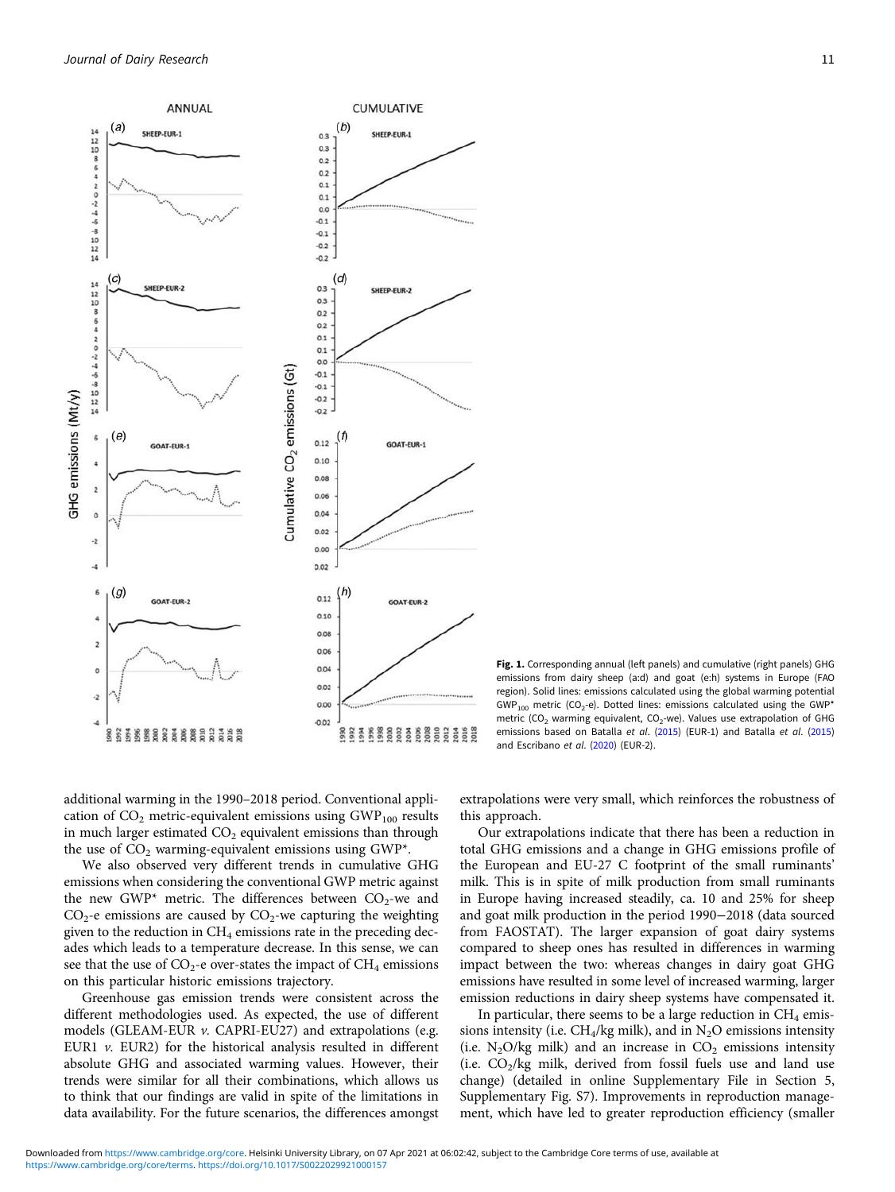Fig. 1. Corresponding annual (left panels) and cumulative (right panels) GHG emissions from dairy sheep (a:d) and goat (e:h) systems in Europe (FAO region). Solid lines: emissions calculated using the global warming potential $GWP_{100}$ metric ($CO_2$-e). Dotted lines: emissions calculated using the GWP* metric ($CO_2$ warming equivalent, $CO_2$-we). Values use extrapolation of GHG emissions based on Batalla *et al*. (2015) (EUR-1) and Batalla *et al*. (2015) and Escribano *et al*. (2020) (EUR-2).

additional warming in the 1990–2018 period. Conventional application of $CO_2$ metric-equivalent emissions using $GWP_{100}$ results in much larger estimated $CO_2$ equivalent emissions than through the use of $CO_2$ warming-equivalent emissions using GWP*.

We also observed very different trends in cumulative GHG emissions when considering the conventional GWP metric against the new GWP* metric. The differences between $CO_2$-we and $CO_2$-e emissions are caused by $CO_2$-we capturing the weighting given to the reduction in $CH_4$ emissions rate in the preceding decades which leads to a temperature decrease. In this sense, we can see that the use of $CO_2$-e over-states the impact of $CH_4$ emissions on this particular historic emissions trajectory.

Greenhouse gas emission trends were consistent across the different methodologies used. As expected, the use of different models (GLEAM-EUR *v.* CAPRI-EU27) and extrapolations (e.g. EUR1 *v.* EUR2) for the historical analysis resulted in different absolute GHG and associated warming values. However, their trends were similar for all their combinations, which allows us to think that our findings are valid in spite of the limitations in data availability. For the future scenarios, the differences amongst extrapolations were very small, which reinforces the robustness of this approach.

Our extrapolations indicate that there has been a reduction in total GHG emissions and a change in GHG emissions profile of the European and EU-27 C footprint of the small ruminants' milk. This is in spite of milk production from small ruminants in Europe having increased steadily, ca. 10 and 25% for sheep and goat milk production in the period 1990−2018 (data sourced from FAOSTAT). The larger expansion of goat dairy systems compared to sheep ones has resulted in differences in warming impact between the two: whereas changes in dairy goat GHG emissions have resulted in some level of increased warming, larger emission reductions in dairy sheep systems have compensated it.

In particular, there seems to be a large reduction in $CH_4$ emissions intensity (i.e. $CH_4$/kg milk), and in $N_2O$ emissions intensity (i.e. $N_2O$/kg milk) and an increase in $CO_2$ emissions intensity (i.e. $CO_2$/kg milk, derived from fossil fuels use and land use change) (detailed in online Supplementary File in Section 5, Supplementary Fig. S7). Improvements in reproduction management, which have led to greater reproduction efficiency (smaller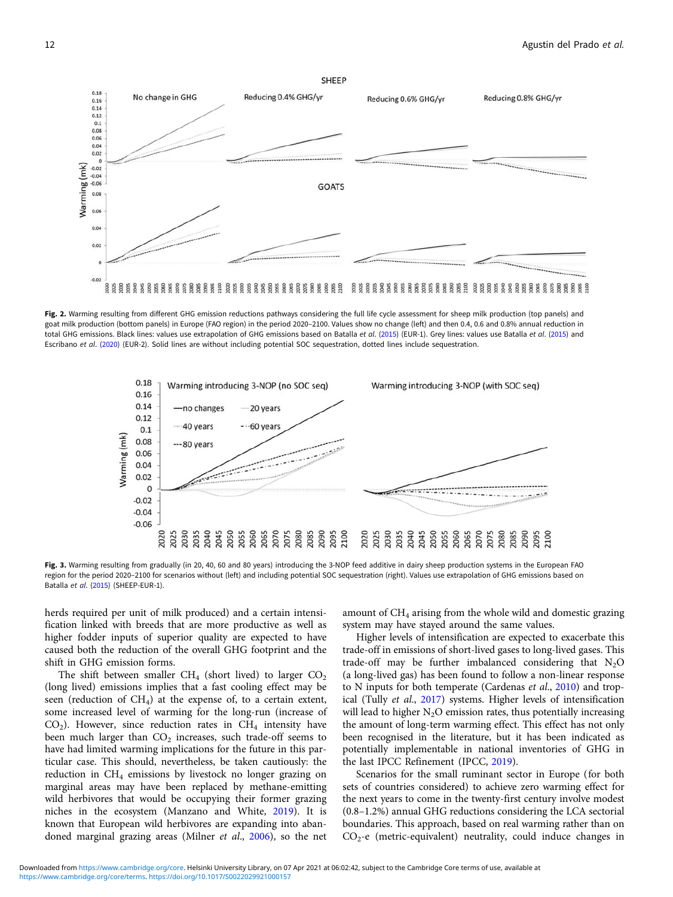**Fig. 2.** Warming resulting from different GHG emission reductions pathways considering the full life cycle assessment for sheep milk production (top panels) and goat milk production (bottom panels) in Europe (FAO region) in the period 2020–2100. Values show no change (left) and then 0.4, 0.6 and 0.8% annual reduction in total GHG emissions. Black lines: values use extrapolation of GHG emissions based on Batalla *et al.* (2015) (EUR-1). Grey lines: values use Batalla *et al.* (2015) and Escribano *et al.* (2020) (EUR-2). Solid lines are without including potential SOC sequestration, dotted lines include sequestration.

**Fig. 3.** Warming resulting from gradually (in 20, 40, 60 and 80 years) introducing the 3-NOP feed additive in dairy sheep production systems in the European FAO region for the period 2020–2100 for scenarios without (left) and including potential SOC sequestration (right). Values use extrapolation of GHG emissions based on Batalla *et al.* (2015) (SHEEP-EUR-1).

herds required per unit of milk produced) and a certain intensification linked with breeds that are more productive as well as higher fodder inputs of superior quality are expected to have caused both the reduction of the overall GHG footprint and the shift in GHG emission forms.

The shift between smaller $CH_4$ (short lived) to larger $CO_2$ (long lived) emissions implies that a fast cooling effect may be seen (reduction of $CH_4$) at the expense of, to a certain extent, some increased level of warming for the long-run (increase of $CO_2$). However, since reduction rates in $CH_4$ intensity have been much larger than $CO_2$ increases, such trade-off seems to have had limited warming implications for the future in this particular case. This should, nevertheless, be taken cautiously: the reduction in $CH_4$ emissions by livestock no longer grazing on marginal areas may have been replaced by methane-emitting wild herbivores that would be occupying their former grazing niches in the ecosystem (Manzano and White, 2019). It is known that European wild herbivores are expanding into abandoned marginal grazing areas (Milner *et al.*, 2006), so the net amount of $CH_4$ arising from the whole wild and domestic grazing system may have stayed around the same values.

Higher levels of intensification are expected to exacerbate this trade-off in emissions of short-lived gases to long-lived gases. This trade-off may be further imbalanced considering that $N_2O$ (a long-lived gas) has been found to follow a non-linear response to N inputs for both temperate (Cardenas *et al.*, 2010) and tropical (Tully *et al.*, 2017) systems. Higher levels of intensification will lead to higher $N_2O$ emission rates, thus potentially increasing the amount of long-term warming effect. This effect has not only been recognised in the literature, but it has been indicated as potentially implementable in national inventories of GHG in the last IPCC Refinement (IPCC, 2019).

Scenarios for the small ruminant sector in Europe (for both sets of countries considered) to achieve zero warming effect for the next years to come in the twenty-first century involve modest (0.8–1.2%) annual GHG reductions considering the LCA sectorial boundaries. This approach, based on real warming rather than on $CO_2$-e (metric-equivalent) neutrality, could induce changes in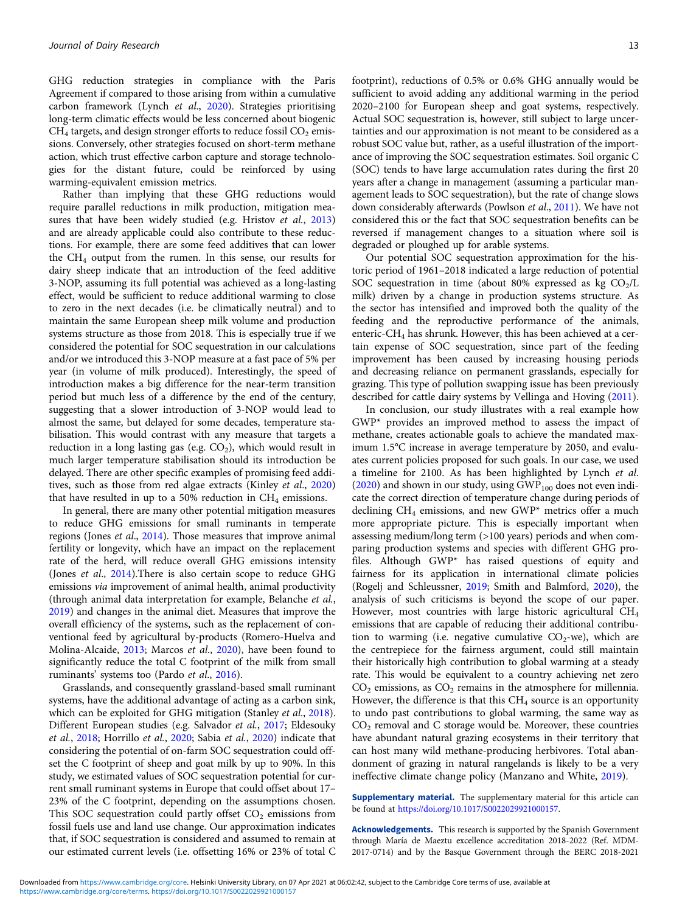GHG reduction strategies in compliance with the Paris Agreement if compared to those arising from within a cumulative carbon framework (Lynch *et al*., 2020). Strategies prioritising long-term climatic effects would be less concerned about biogenic $CH_4$ targets, and design stronger efforts to reduce fossil $CO_2$ emissions. Conversely, other strategies focused on short-term methane action, which trust effective carbon capture and storage technologies for the distant future, could be reinforced by using warming-equivalent emission metrics.

Rather than implying that these GHG reductions would require parallel reductions in milk production, mitigation measures that have been widely studied (e.g. Hristov *et al*., 2013) and are already applicable could also contribute to these reductions. For example, there are some feed additives that can lower the $CH_4$ output from the rumen. In this sense, our results for dairy sheep indicate that an introduction of the feed additive 3-NOP, assuming its full potential was achieved as a long-lasting effect, would be sufficient to reduce additional warming to close to zero in the next decades (i.e. be climatically neutral) and to maintain the same European sheep milk volume and production systems structure as those from 2018. This is especially true if we considered the potential for SOC sequestration in our calculations and/or we introduced this 3-NOP measure at a fast pace of 5% per year (in volume of milk produced). Interestingly, the speed of introduction makes a big difference for the near-term transition period but much less of a difference by the end of the century, suggesting that a slower introduction of 3-NOP would lead to almost the same, but delayed for some decades, temperature stabilisation. This would contrast with any measure that targets a reduction in a long lasting gas (e.g. $CO_2$), which would result in much larger temperature stabilisation should its introduction be delayed. There are other specific examples of promising feed additives, such as those from red algae extracts (Kinley *et al*., 2020) that have resulted in up to a 50% reduction in $CH_4$ emissions.

In general, there are many other potential mitigation measures to reduce GHG emissions for small ruminants in temperate regions (Jones *et al*., 2014). Those measures that improve animal fertility or longevity, which have an impact on the replacement rate of the herd, will reduce overall GHG emissions intensity (Jones *et al*., 2014).There is also certain scope to reduce GHG emissions *via* improvement of animal health, animal productivity (through animal data interpretation for example, Belanche *et al.*, 2019) and changes in the animal diet. Measures that improve the overall efficiency of the systems, such as the replacement of conventional feed by agricultural by-products (Romero-Huelva and Molina-Alcaide, 2013; Marcos *et al*., 2020), have been found to significantly reduce the total C footprint of the milk from small ruminants' systems too (Pardo *et al*., 2016).

Grasslands, and consequently grassland-based small ruminant systems, have the additional advantage of acting as a carbon sink, which can be exploited for GHG mitigation (Stanley *et al*., 2018). Different European studies (e.g. Salvador *et al*., 2017; Eldesouky *et al*., 2018; Horrillo *et al*., 2020; Sabia *et al*., 2020) indicate that considering the potential of on-farm SOC sequestration could offset the C footprint of sheep and goat milk by up to 90%. In this study, we estimated values of SOC sequestration potential for current small ruminant systems in Europe that could offset about 17–23% of the C footprint, depending on the assumptions chosen. This SOC sequestration could partly offset $CO_2$ emissions from fossil fuels use and land use change. Our approximation indicates that, if SOC sequestration is considered and assumed to remain at our estimated current levels (i.e. offsetting 16% or 23% of total C footprint), reductions of 0.5% or 0.6% GHG annually would be sufficient to avoid adding any additional warming in the period 2020–2100 for European sheep and goat systems, respectively. Actual SOC sequestration is, however, still subject to large uncertainties and our approximation is not meant to be considered as a robust SOC value but, rather, as a useful illustration of the importance of improving the SOC sequestration estimates. Soil organic C (SOC) tends to have large accumulation rates during the first 20 years after a change in management (assuming a particular management leads to SOC sequestration), but the rate of change slows down considerably afterwards (Powlson *et al*., 2011). We have not considered this or the fact that SOC sequestration benefits can be reversed if management changes to a situation where soil is degraded or ploughed up for arable systems.

Our potential SOC sequestration approximation for the historic period of 1961–2018 indicated a large reduction of potential SOC sequestration in time (about 80% expressed as kg $CO_2$/L milk) driven by a change in production systems structure. As the sector has intensified and improved both the quality of the feeding and the reproductive performance of the animals, enteric-$CH_4$ has shrunk. However, this has been achieved at a certain expense of SOC sequestration, since part of the feeding improvement has been caused by increasing housing periods and decreasing reliance on permanent grasslands, especially for grazing. This type of pollution swapping issue has been previously described for cattle dairy systems by Vellinga and Hoving (2011).

In conclusion, our study illustrates with a real example how GWP* provides an improved method to assess the impact of methane, creates actionable goals to achieve the mandated maximum 1.5°C increase in average temperature by 2050, and evaluates current policies proposed for such goals. In our case, we used a timeline for 2100. As has been highlighted by Lynch *et al*. (2020) and shown in our study, using $GWP_{100}$ does not even indicate the correct direction of temperature change during periods of declining $CH_4$ emissions, and new GWP* metrics offer a much more appropriate picture. This is especially important when assessing medium/long term (>100 years) periods and when comparing production systems and species with different GHG profiles. Although GWP* has raised questions of equity and fairness for its application in international climate policies (Rogelj and Schleussner, 2019; Smith and Balmford, 2020), the analysis of such criticisms is beyond the scope of our paper. However, most countries with large historic agricultural $CH_4$ emissions that are capable of reducing their additional contribution to warming (i.e. negative cumulative $CO_2$-we), which are the centrepiece for the fairness argument, could still maintain their historically high contribution to global warming at a steady rate. This would be equivalent to a country achieving net zero $CO_2$ emissions, as $CO_2$ remains in the atmosphere for millennia. However, the difference is that this $CH_4$ source is an opportunity to undo past contributions to global warming, the same way as $CO_2$ removal and C storage would be. Moreover, these countries have abundant natural grazing ecosystems in their territory that can host many wild methane-producing herbivores. Total abandonment of grazing in natural rangelands is likely to be a very ineffective climate change policy (Manzano and White, 2019).

**Supplementary material.** The supplementary material for this article can be found at https://doi.org/10.1017/S0022029921000157.

**Acknowledgements.** This research is supported by the Spanish Government through María de Maeztu excellence accreditation 2018-2022 (Ref. MDM-2017-0714) and by the Basque Government through the BERC 2018-2021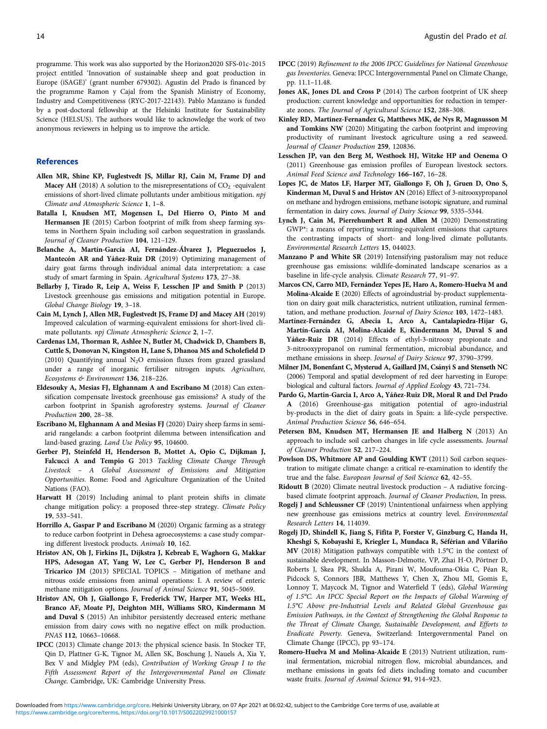programme. This work was also supported by the Horizon2020 SFS-01c-2015 project entitled 'Innovation of sustainable sheep and goat production in Europe (iSAGE)' (grant number 679302). Agustin del Prado is financed by the programme Ramon y Cajal from the Spanish Ministry of Economy, Industry and Competitiveness (RYC-2017-22143). Pablo Manzano is funded by a post-doctoral fellowship at the Helsinki Institute for Sustainability Science (HELSUS). The authors would like to acknowledge the work of two anonymous reviewers in helping us to improve the article.

## References

**Allen MR, Shine KP, Fuglestvedt JS, Millar RJ, Cain M, Frame DJ and Macey AH** (2018) A solution to the misrepresentations of $CO_2$ -equivalent emissions of short-lived climate pollutants under ambitious mitigation. *npj Climate and Atmospheric Science* **1**, 1–8.

**Batalla I, Knudsen MT, Mogensen L, Del Hierro O, Pinto M and Hermansen JE** (2015) Carbon footprint of milk from sheep farming systems in Northern Spain including soil carbon sequestration in grasslands. *Journal of Cleaner Production* **104**, 121–129.

**Belanche A, Martín-García AI, Fernández-Álvarez J, Pleguezuelos J, Mantecón AR and Yáñez-Ruiz DR** (2019) Optimizing management of dairy goat farms through individual animal data interpretation: a case study of smart farming in Spain. *Agricultural Systems* **173**, 27–38.

**Bellarby J, Tirado R, Leip A, Weiss F, Lesschen JP and Smith P** (2013) Livestock greenhouse gas emissions and mitigation potential in Europe. *Global Change Biology* **19**, 3–18.

**Cain M, Lynch J, Allen MR, Fuglestvedt JS, Frame DJ and Macey AH** (2019) Improved calculation of warming-equivalent emissions for short-lived climate pollutants. *npj Climate Atmospheric Science* **2**, 1–7.

**Cardenas LM, Thorman R, Ashlee N, Butler M, Chadwick D, Chambers B, Cuttle S, Donovan N, Kingston H, Lane S, Dhanoa MS and Scholefield D** (2010) Quantifying annual $N_2O$ emission fluxes from grazed grassland under a range of inorganic fertiliser nitrogen inputs. *Agriculture, Ecosystems & Environment* **136**, 218–226.

**Eldesouky A, Mesias FJ, Elghannam A and Escribano M** (2018) Can extensification compensate livestock greenhouse gas emissions? A study of the carbon footprint in Spanish agroforestry systems. *Journal of Cleaner Production* **200**, 28–38.

**Escribano M, Elghannam A and Mesias FJ** (2020) Dairy sheep farms in semi-arid rangelands: a carbon footprint dilemma between intensification and land-based grazing. *Land Use Policy* **95**, 104600.

**Gerber PJ, Steinfeld H, Henderson B, Mottet A, Opio C, Dijkman J, Falcucci A and Tempio G** 2013 *Tackling Climate Change Through Livestock – A Global Assessment of Emissions and Mitigation Opportunities*. Rome: Food and Agriculture Organization of the United Nations (FAO).

**Harwatt H** (2019) Including animal to plant protein shifts in climate change mitigation policy: a proposed three-step strategy. *Climate Policy* **19**, 533–541.

**Horrillo A, Gaspar P and Escribano M** (2020) Organic farming as a strategy to reduce carbon footprint in Dehesa agroecosystems: a case study comparing different livestock products. *Animals* **10**, 162.

**Hristov AN, Oh J, Firkins JL, Dijkstra J, Kebreab E, Waghorn G, Makkar HPS, Adesogan AT, Yang W, Lee C, Gerber PJ, Henderson B and Tricarico JM** (2013) SPECIAL TOPICS – Mitigation of methane and nitrous oxide emissions from animal operations: I. A review of enteric methane mitigation options. *Journal of Animal Science* **91**, 5045–5069.

**Hristov AN, Oh J, Giallongo F, Frederick TW, Harper MT, Weeks HL, Branco AF, Moate PJ, Deighton MH, Williams SRO, Kindermann M and Duval S** (2015) An inhibitor persistently decreased enteric methane emission from dairy cows with no negative effect on milk production. *PNAS* **112**, 10663–10668.

**IPCC** (2013) Climate change 2013: the physical science basis. In Stocker TF, Qin D, Plattner G-K, Tignor M, Allen SK, Boschung J, Nauels A, Xia Y, Bex V and Midgley PM (eds), *Contribution of Working Group I to the Fifth Assessment Report of the Intergovernmental Panel on Climate Change*. Cambridge, UK: Cambridge University Press.

**IPCC** (2019) *Refinement to the 2006 IPCC Guidelines for National Greenhouse gas Inventories*. Geneva: IPCC Intergovernmental Panel on Climate Change, pp. 11.1–11.48.

**Jones AK, Jones DL and Cross P** (2014) The carbon footprint of UK sheep production: current knowledge and opportunities for reduction in temperate zones. *The Journal of Agricultural Science* **152**, 288–308.

**Kinley RD, Martinez-Fernandez G, Matthews MK, de Nys R, Magnusson M and Tomkins NW** (2020) Mitigating the carbon footprint and improving productivity of ruminant livestock agriculture using a red seaweed. *Journal of Cleaner Production* **259**, 120836.

**Lesschen JP, van den Berg M, Westhoek HJ, Witzke HP and Oenema O** (2011) Greenhouse gas emission profiles of European livestock sectors. *Animal Feed Science and Technology* **166–167**, 16–28.

**Lopes JC, de Matos LF, Harper MT, Giallongo F, Oh J, Gruen D, Ono S, Kinderman M, Duval S and Hristov AN** (2016) Effect of 3-nitrooxypropanol on methane and hydrogen emissions, methane isotopic signature, and ruminal fermentation in dairy cows. *Journal of Dairy Science* **99**, 5335–5344.

**Lynch J, Cain M, Pierrehumbert R and Allen M** (2020) Demonstrating GWP*: a means of reporting warming-equivalent emissions that captures the contrasting impacts of short- and long-lived climate pollutants. *Environmental Research Letters* **15**, 044023.

**Manzano P and White SR** (2019) Intensifying pastoralism may not reduce greenhouse gas emissions: wildlife-dominated landscape scenarios as a baseline in life-cycle analysis. *Climate Research* **77**, 91–97.

**Marcos CN, Carro MD, Fernández Yepes JE, Haro A, Romero-Huelva M and Molina-Alcaide E** (2020) Effects of agroindustrial by-product supplementation on dairy goat milk characteristics, nutrient utilization, ruminal fermentation, and methane production. *Journal of Dairy Science* **103**, 1472–1483.

**Martínez-Fernández G, Abecia L, Arco A, Cantalapiedra-Hijar G, Martín-García AI, Molina-Alcaide E, Kindermann M, Duval S and Yáñez-Ruiz DR** (2014) Effects of ethyl-3-nitrooxy propionate and 3-nitrooxypropanol on ruminal fermentation, microbial abundance, and methane emissions in sheep. *Journal of Dairy Science* **97**, 3790–3799.

**Milner JM, Bonenfant C, Mysterud A, Gaillard JM, Csányi S and Stenseth NC** (2006) Temporal and spatial development of red deer harvesting in Europe: biological and cultural factors. *Journal of Applied Ecology* **43**, 721–734.

**Pardo G, Martin-Garcia I, Arco A, Yáñez-Ruiz DR, Moral R and Del Prado A** (2016) Greenhouse-gas mitigation potential of agro-industrial by-products in the diet of dairy goats in Spain: a life-cycle perspective. *Animal Production Science* **56**, 646–654.

**Petersen BM, Knudsen MT, Hermansen JE and Halberg N** (2013) An approach to include soil carbon changes in life cycle assessments. *Journal of Cleaner Production* **52**, 217–224.

**Powlson DS, Whitmore AP and Goulding KWT** (2011) Soil carbon sequestration to mitigate climate change: a critical re-examination to identify the true and the false. *European Journal of Soil Science* **62**, 42–55.

**Ridoutt B** (2020) Climate neutral livestock production – A radiative forcing-based climate footprint approach. *Journal of Cleaner Production*, In press.

**Rogelj J and Schleussner CF** (2019) Unintentional unfairness when applying new greenhouse gas emissions metrics at country level. *Environmental Research Letters* **14**, 114039.

**Rogelj JD, Shindell K, Jiang S, Fifita P, Forster V, Ginzburg C, Handa H, Kheshgi S, Kobayashi E, Kriegler L, Mundaca R, Séférian and Vilariño MV** (2018) Mitigation pathways compatible with 1.5°C in the context of sustainable development. In Masson-Delmotte, VP, Zhai H-O, Pörtner D, Roberts J, Skea PR, Shukla A, Pirani W, Moufouma-Okia C, Péan R, Pidcock S, Connors JBR, Matthews Y, Chen X, Zhou MI, Gomis E, Lonnoy T, Maycock M, Tignor and Waterfield T (eds), *Global Warming of 1.5°C. An IPCC Special Report on the Impacts of Global Warming of 1.5°C Above pre-Industrial Levels and Related Global Greenhouse gas Emission Pathways, in the Context of Strengthening the Global Response to the Threat of Climate Change, Sustainable Development, and Efforts to Eradicate Poverty*. Geneva, Switzerland: Intergovernmental Panel on Climate Change (IPCC), pp 93–174.

**Romero-Huelva M and Molina-Alcaide E** (2013) Nutrient utilization, ruminal fermentation, microbial nitrogen flow, microbial abundances, and methane emissions in goats fed diets including tomato and cucumber waste fruits. *Journal of Animal Science* **91**, 914–923.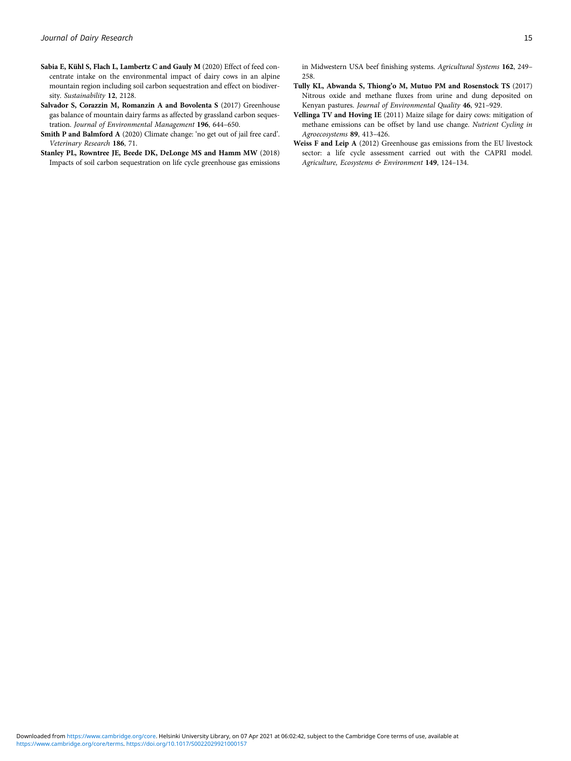**Sabia E, Kühl S, Flach L, Lambertz C and Gauly M** (2020) Effect of feed concentrate intake on the environmental impact of dairy cows in an alpine mountain region including soil carbon sequestration and effect on biodiversity. *Sustainability* **12**, 2128.

**Salvador S, Corazzin M, Romanzin A and Bovolenta S** (2017) Greenhouse gas balance of mountain dairy farms as affected by grassland carbon sequestration. *Journal of Environmental Management* **196**, 644–650.

**Smith P and Balmford A** (2020) Climate change: 'no get out of jail free card'. *Veterinary Research* **186**, 71.

**Stanley PL, Rowntree JE, Beede DK, DeLonge MS and Hamm MW** (2018) Impacts of soil carbon sequestration on life cycle greenhouse gas emissions in Midwestern USA beef finishing systems. *Agricultural Systems* **162**, 249–258.

**Tully KL, Abwanda S, Thiong'o M, Mutuo PM and Rosenstock TS** (2017) Nitrous oxide and methane fluxes from urine and dung deposited on Kenyan pastures. *Journal of Environmental Quality* **46**, 921–929.

**Vellinga TV and Hoving IE** (2011) Maize silage for dairy cows: mitigation of methane emissions can be offset by land use change. *Nutrient Cycling in Agroecosystems* **89**, 413–426.

**Weiss F and Leip A** (2012) Greenhouse gas emissions from the EU livestock sector: a life cycle assessment carried out with the CAPRI model. *Agriculture, Ecosystems & Environment* **149**, 124–134.